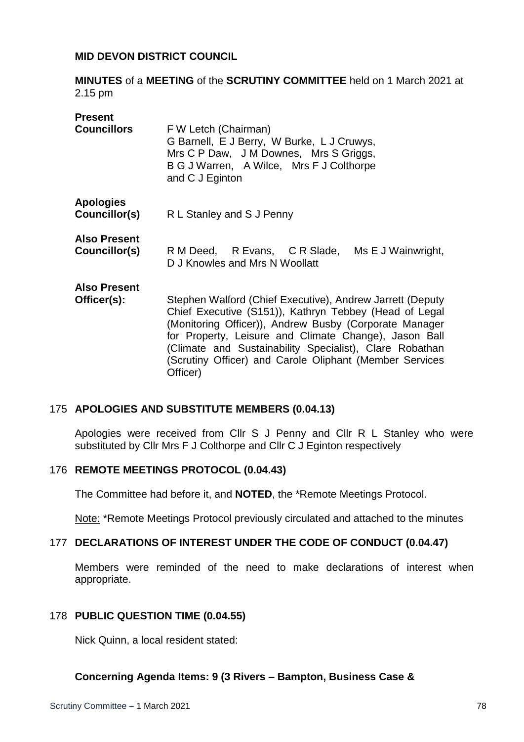**MID DEVON DISTRICT COUNCIL**

**MINUTES** of a **MEETING** of the **SCRUTINY COMMITTEE** held on 1 March 2021 at 2.15 pm

| | |
|---|---|
| **Present Councillors** | F W Letch (Chairman)<br>G Barnell, E J Berry, W Burke, L J Cruwys, Mrs C P Daw, J M Downes, Mrs S Griggs, B G J Warren, A Wilce, Mrs F J Colthorpe and C J Eginton |
| **Apologies Councillor(s)** | R L Stanley and S J Penny |
| **Also Present Councillor(s)** | R M Deed, R Evans, C R Slade, Ms E J Wainwright, D J Knowles and Mrs N Woollatt |
| **Also Present Officer(s):** | Stephen Walford (Chief Executive), Andrew Jarrett (Deputy Chief Executive (S151)), Kathryn Tebbey (Head of Legal (Monitoring Officer)), Andrew Busby (Corporate Manager for Property, Leisure and Climate Change), Jason Ball (Climate and Sustainability Specialist), Clare Robathan (Scrutiny Officer) and Carole Oliphant (Member Services Officer) |

## 175 APOLOGIES AND SUBSTITUTE MEMBERS (0.04.13)

Apologies were received from Cllr S J Penny and Cllr R L Stanley who were substituted by Cllr Mrs F J Colthorpe and Cllr C J Eginton respectively

## 176 REMOTE MEETINGS PROTOCOL (0.04.43)

The Committee had before it, and **NOTED**, the *Remote Meetings Protocol.

Note: *Remote Meetings Protocol previously circulated and attached to the minutes

## 177 DECLARATIONS OF INTEREST UNDER THE CODE OF CONDUCT (0.04.47)

Members were reminded of the need to make declarations of interest when appropriate.

## 178 PUBLIC QUESTION TIME (0.04.55)

Nick Quinn, a local resident stated:

**Concerning Agenda Items: 9 (3 Rivers – Bampton, Business Case &**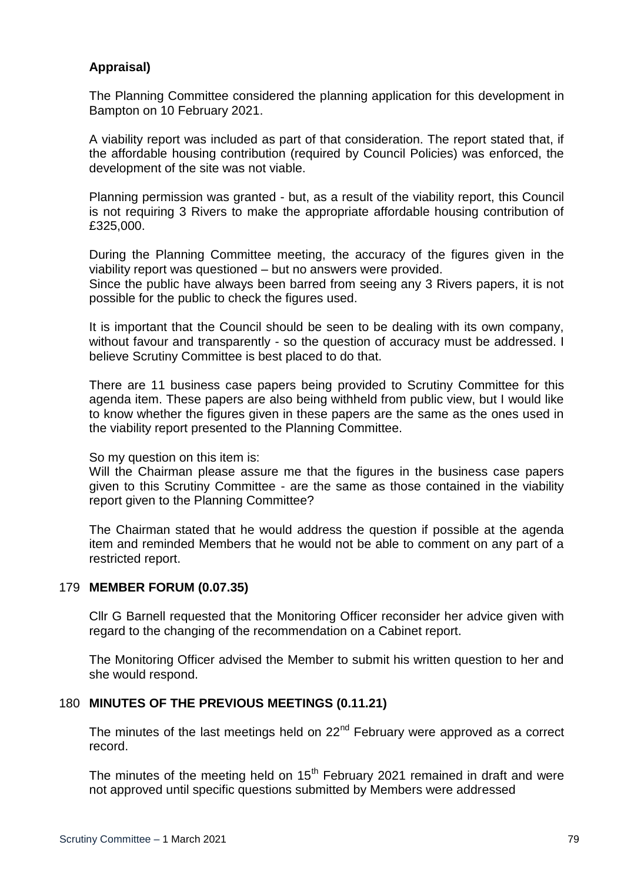**Appraisal)**

The Planning Committee considered the planning application for this development in Bampton on 10 February 2021.

A viability report was included as part of that consideration. The report stated that, if the affordable housing contribution (required by Council Policies) was enforced, the development of the site was not viable.

Planning permission was granted - but, as a result of the viability report, this Council is not requiring 3 Rivers to make the appropriate affordable housing contribution of £325,000.

During the Planning Committee meeting, the accuracy of the figures given in the viability report was questioned – but no answers were provided.
Since the public have always been barred from seeing any 3 Rivers papers, it is not possible for the public to check the figures used.

It is important that the Council should be seen to be dealing with its own company, without favour and transparently - so the question of accuracy must be addressed. I believe Scrutiny Committee is best placed to do that.

There are 11 business case papers being provided to Scrutiny Committee for this agenda item. These papers are also being withheld from public view, but I would like to know whether the figures given in these papers are the same as the ones used in the viability report presented to the Planning Committee.

So my question on this item is:
Will the Chairman please assure me that the figures in the business case papers given to this Scrutiny Committee - are the same as those contained in the viability report given to the Planning Committee?

The Chairman stated that he would address the question if possible at the agenda item and reminded Members that he would not be able to comment on any part of a restricted report.

## 179 MEMBER FORUM (0.07.35)

Cllr G Barnell requested that the Monitoring Officer reconsider her advice given with regard to the changing of the recommendation on a Cabinet report.

The Monitoring Officer advised the Member to submit his written question to her and she would respond.

## 180 MINUTES OF THE PREVIOUS MEETINGS (0.11.21)

The minutes of the last meetings held on 22nd February were approved as a correct record.

The minutes of the meeting held on 15th February 2021 remained in draft and were not approved until specific questions submitted by Members were addressed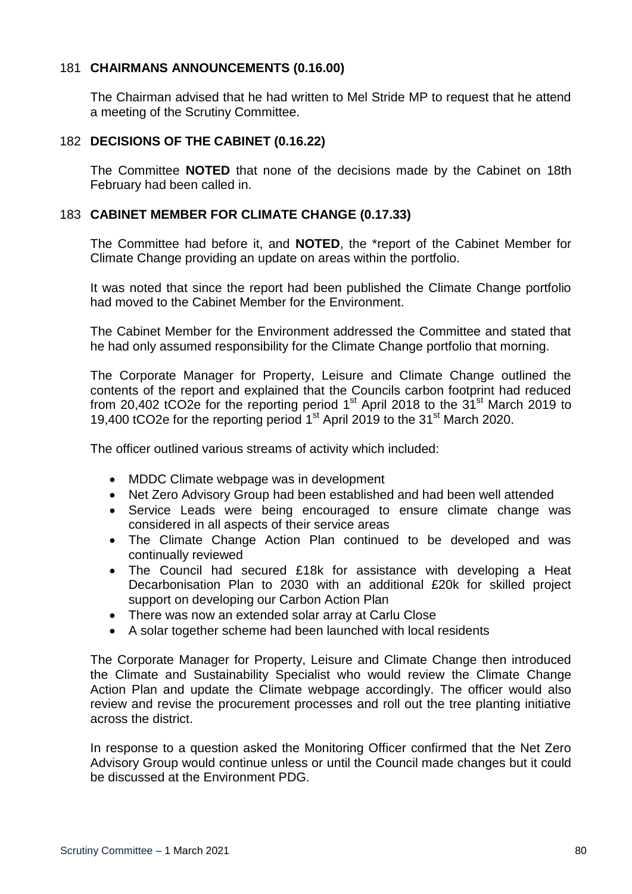### 181 CHAIRMANS ANNOUNCEMENTS (0.16.00)

The Chairman advised that he had written to Mel Stride MP to request that he attend a meeting of the Scrutiny Committee.

### 182 DECISIONS OF THE CABINET (0.16.22)

The Committee **NOTED** that none of the decisions made by the Cabinet on 18th February had been called in.

### 183 CABINET MEMBER FOR CLIMATE CHANGE (0.17.33)

The Committee had before it, and **NOTED**, the *report of the Cabinet Member for Climate Change providing an update on areas within the portfolio.

It was noted that since the report had been published the Climate Change portfolio had moved to the Cabinet Member for the Environment.

The Cabinet Member for the Environment addressed the Committee and stated that he had only assumed responsibility for the Climate Change portfolio that morning.

The Corporate Manager for Property, Leisure and Climate Change outlined the contents of the report and explained that the Councils carbon footprint had reduced from 20,402 tCO2e for the reporting period 1st April 2018 to the 31st March 2019 to 19,400 tCO2e for the reporting period 1st April 2019 to the 31st March 2020.

The officer outlined various streams of activity which included:

- MDDC Climate webpage was in development
- Net Zero Advisory Group had been established and had been well attended
- Service Leads were being encouraged to ensure climate change was considered in all aspects of their service areas
- The Climate Change Action Plan continued to be developed and was continually reviewed
- The Council had secured £18k for assistance with developing a Heat Decarbonisation Plan to 2030 with an additional £20k for skilled project support on developing our Carbon Action Plan
- There was now an extended solar array at Carlu Close
- A solar together scheme had been launched with local residents

The Corporate Manager for Property, Leisure and Climate Change then introduced the Climate and Sustainability Specialist who would review the Climate Change Action Plan and update the Climate webpage accordingly. The officer would also review and revise the procurement processes and roll out the tree planting initiative across the district.

In response to a question asked the Monitoring Officer confirmed that the Net Zero Advisory Group would continue unless or until the Council made changes but it could be discussed at the Environment PDG.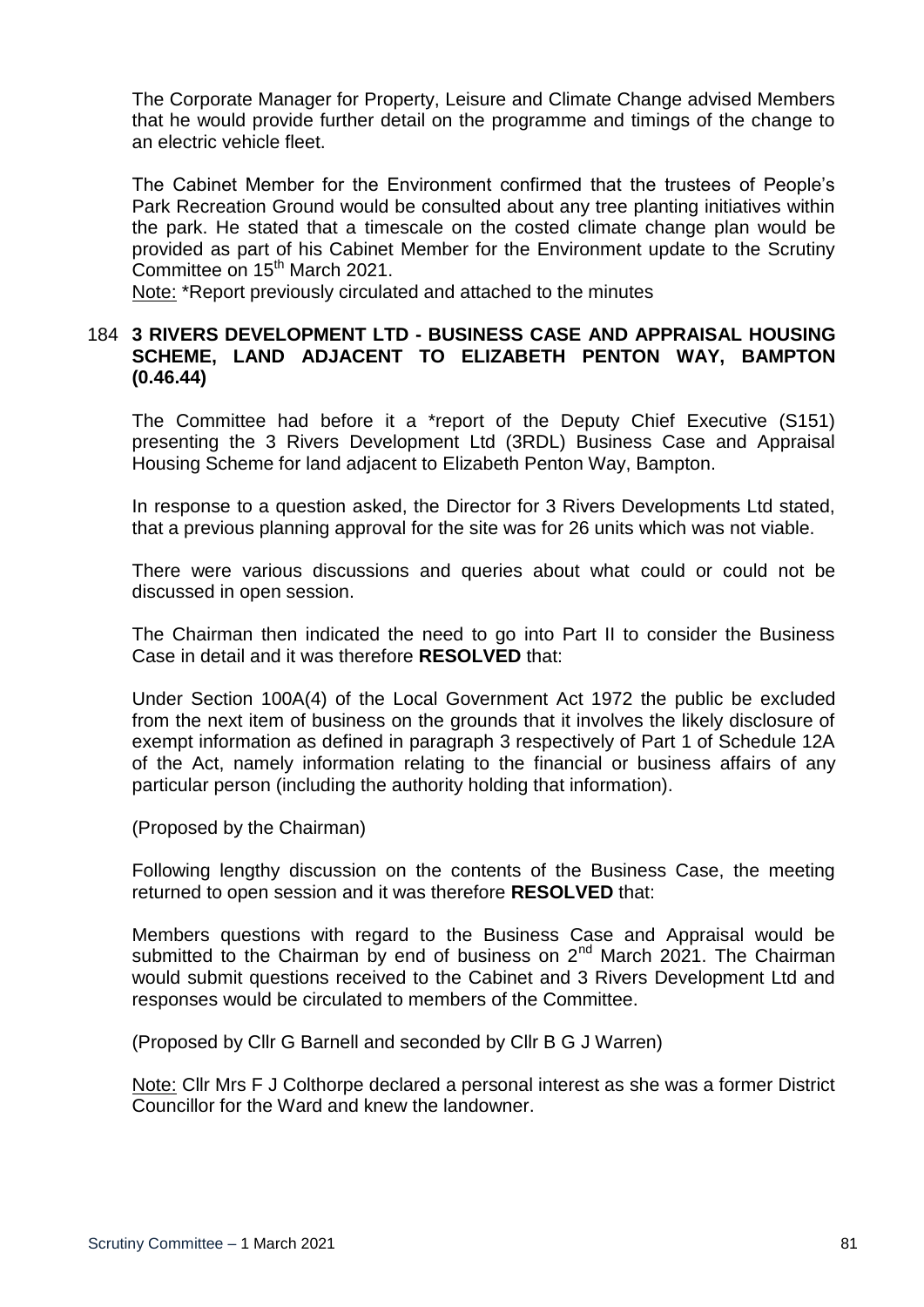The Corporate Manager for Property, Leisure and Climate Change advised Members that he would provide further detail on the programme and timings of the change to an electric vehicle fleet.

The Cabinet Member for the Environment confirmed that the trustees of People's Park Recreation Ground would be consulted about any tree planting initiatives within the park. He stated that a timescale on the costed climate change plan would be provided as part of his Cabinet Member for the Environment update to the Scrutiny Committee on 15th March 2021.

Note: *Report previously circulated and attached to the minutes

### 184 3 RIVERS DEVELOPMENT LTD - BUSINESS CASE AND APPRAISAL HOUSING SCHEME, LAND ADJACENT TO ELIZABETH PENTON WAY, BAMPTON (0.46.44)

The Committee had before it a *report of the Deputy Chief Executive (S151) presenting the 3 Rivers Development Ltd (3RDL) Business Case and Appraisal Housing Scheme for land adjacent to Elizabeth Penton Way, Bampton.

In response to a question asked, the Director for 3 Rivers Developments Ltd stated, that a previous planning approval for the site was for 26 units which was not viable.

There were various discussions and queries about what could or could not be discussed in open session.

The Chairman then indicated the need to go into Part II to consider the Business Case in detail and it was therefore **RESOLVED** that:

Under Section 100A(4) of the Local Government Act 1972 the public be excluded from the next item of business on the grounds that it involves the likely disclosure of exempt information as defined in paragraph 3 respectively of Part 1 of Schedule 12A of the Act, namely information relating to the financial or business affairs of any particular person (including the authority holding that information).

(Proposed by the Chairman)

Following lengthy discussion on the contents of the Business Case, the meeting returned to open session and it was therefore **RESOLVED** that:

Members questions with regard to the Business Case and Appraisal would be submitted to the Chairman by end of business on 2nd March 2021. The Chairman would submit questions received to the Cabinet and 3 Rivers Development Ltd and responses would be circulated to members of the Committee.

(Proposed by Cllr G Barnell and seconded by Cllr B G J Warren)

Note: Cllr Mrs F J Colthorpe declared a personal interest as she was a former District Councillor for the Ward and knew the landowner.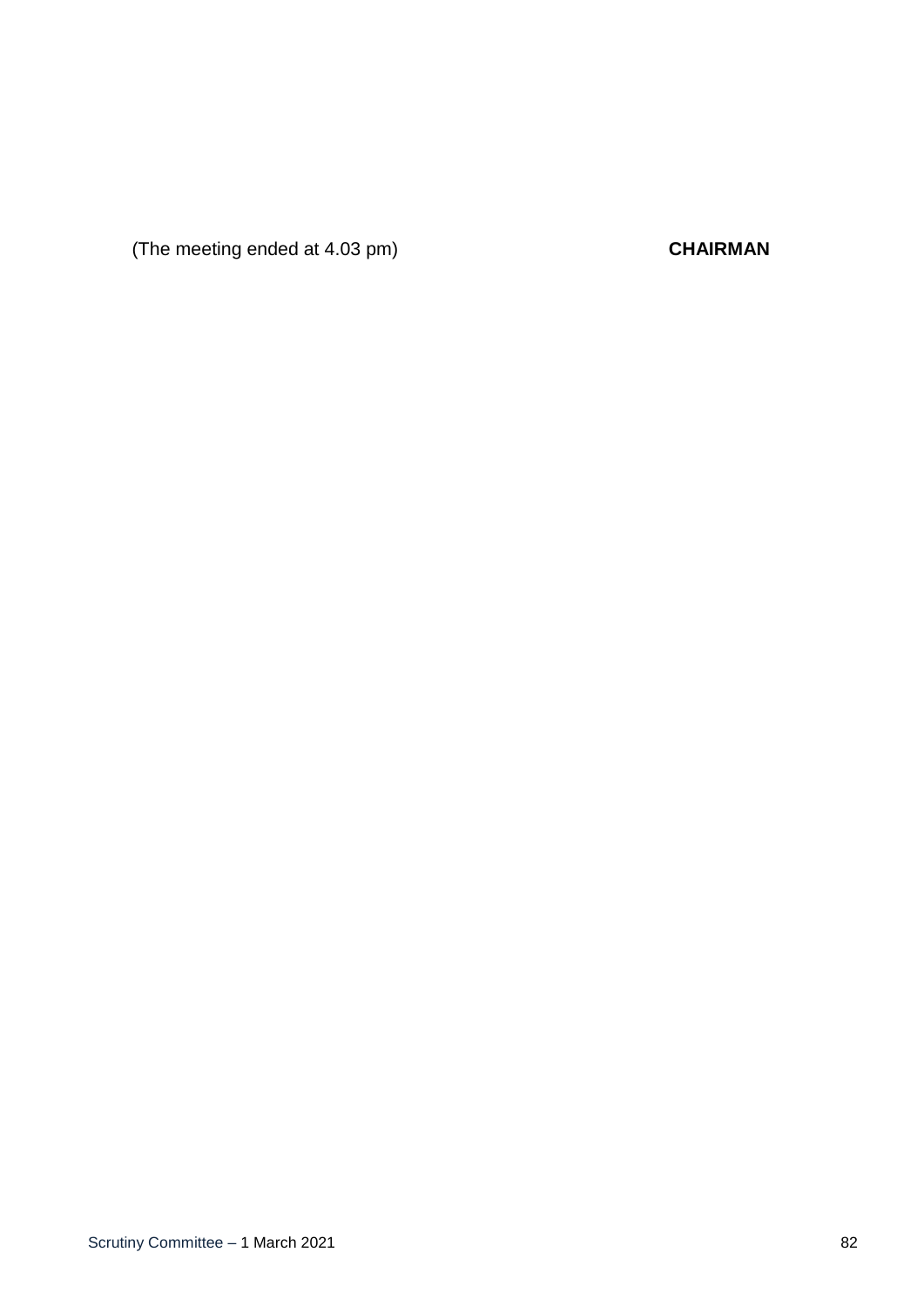(The meeting ended at 4.03 pm) **CHAIRMAN**